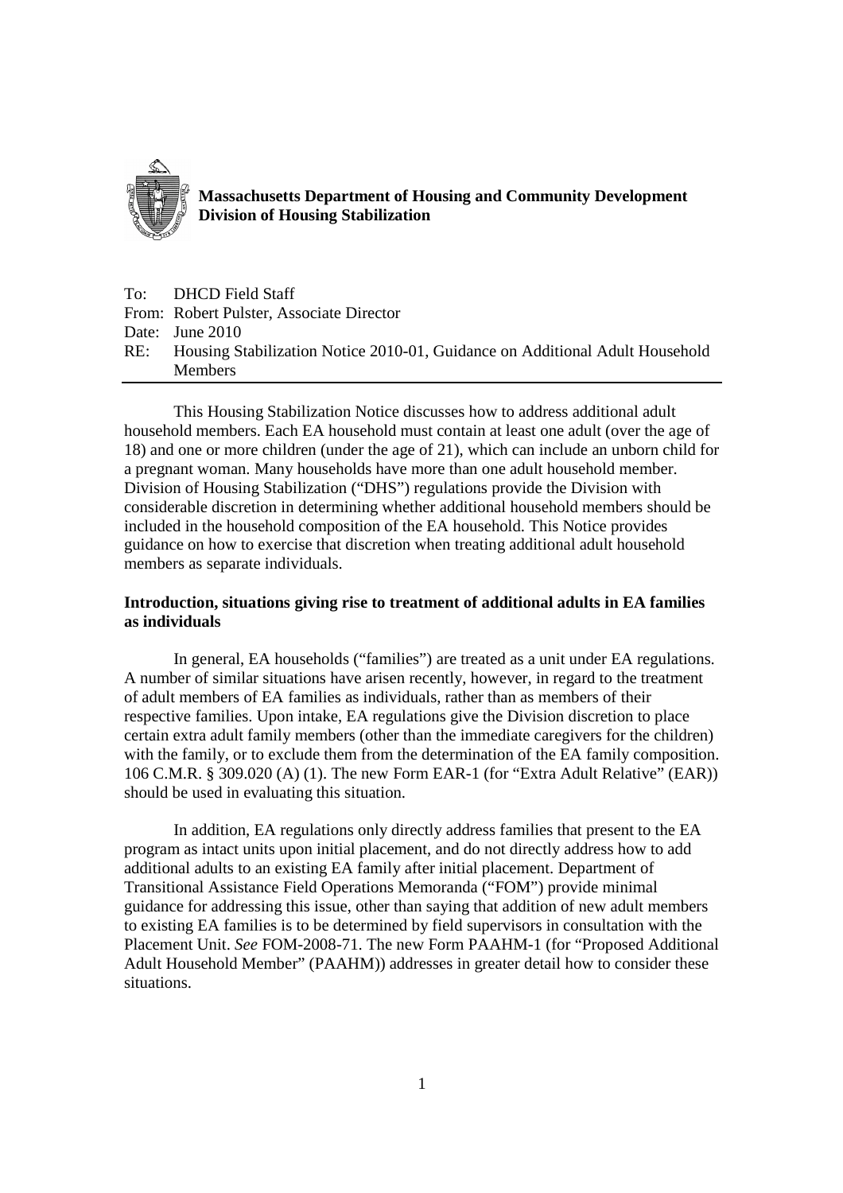**Massachusetts Department of Housing and Community Development**
**Division of Housing Stabilization**

To: DHCD Field Staff
From: Robert Pulster, Associate Director
Date: June 2010
RE: Housing Stabilization Notice 2010-01, Guidance on Additional Adult Household Members

---

This Housing Stabilization Notice discusses how to address additional adult household members. Each EA household must contain at least one adult (over the age of 18) and one or more children (under the age of 21), which can include an unborn child for a pregnant woman. Many households have more than one adult household member. Division of Housing Stabilization ("DHS") regulations provide the Division with considerable discretion in determining whether additional household members should be included in the household composition of the EA household. This Notice provides guidance on how to exercise that discretion when treating additional adult household members as separate individuals.

**Introduction, situations giving rise to treatment of additional adults in EA families as individuals**

In general, EA households ("families") are treated as a unit under EA regulations. A number of similar situations have arisen recently, however, in regard to the treatment of adult members of EA families as individuals, rather than as members of their respective families. Upon intake, EA regulations give the Division discretion to place certain extra adult family members (other than the immediate caregivers for the children) with the family, or to exclude them from the determination of the EA family composition. 106 C.M.R. § 309.020 (A) (1). The new Form EAR-1 (for "Extra Adult Relative" (EAR)) should be used in evaluating this situation.

In addition, EA regulations only directly address families that present to the EA program as intact units upon initial placement, and do not directly address how to add additional adults to an existing EA family after initial placement. Department of Transitional Assistance Field Operations Memoranda ("FOM") provide minimal guidance for addressing this issue, other than saying that addition of new adult members to existing EA families is to be determined by field supervisors in consultation with the Placement Unit. *See* FOM-2008-71. The new Form PAAHM-1 (for "Proposed Additional Adult Household Member" (PAAHM)) addresses in greater detail how to consider these situations.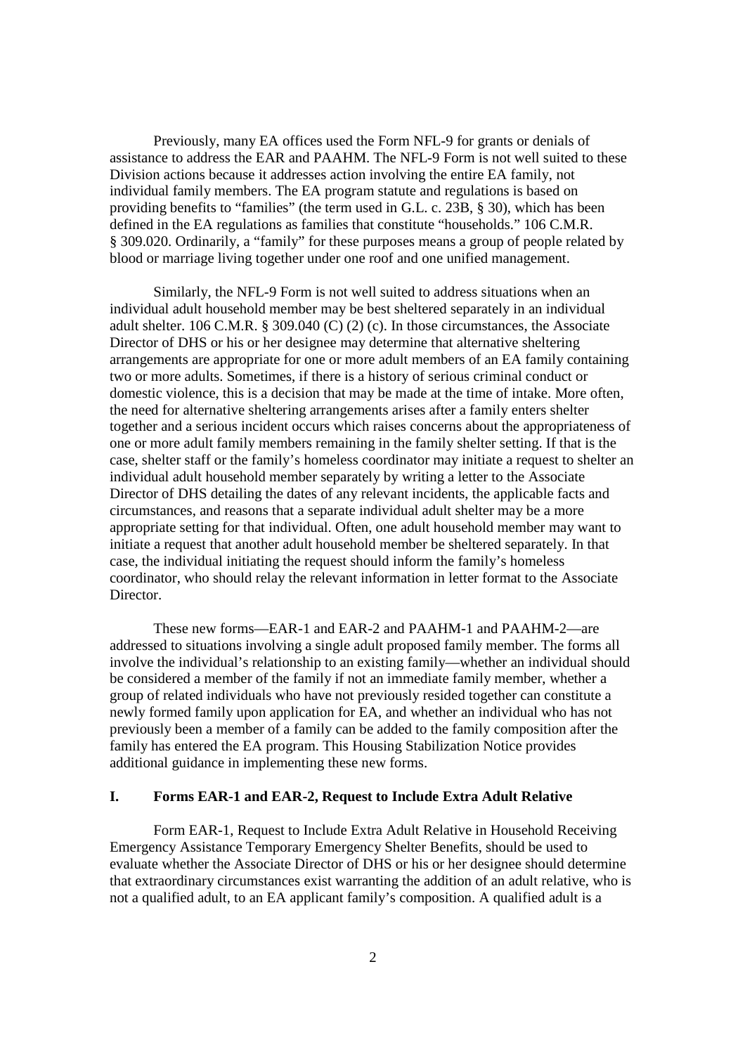Previously, many EA offices used the Form NFL-9 for grants or denials of assistance to address the EAR and PAAHM. The NFL-9 Form is not well suited to these Division actions because it addresses action involving the entire EA family, not individual family members. The EA program statute and regulations is based on providing benefits to "families" (the term used in G.L. c. 23B, § 30), which has been defined in the EA regulations as families that constitute "households." 106 C.M.R. § 309.020. Ordinarily, a "family" for these purposes means a group of people related by blood or marriage living together under one roof and one unified management.

Similarly, the NFL-9 Form is not well suited to address situations when an individual adult household member may be best sheltered separately in an individual adult shelter. 106 C.M.R. § 309.040 (C) (2) (c). In those circumstances, the Associate Director of DHS or his or her designee may determine that alternative sheltering arrangements are appropriate for one or more adult members of an EA family containing two or more adults. Sometimes, if there is a history of serious criminal conduct or domestic violence, this is a decision that may be made at the time of intake. More often, the need for alternative sheltering arrangements arises after a family enters shelter together and a serious incident occurs which raises concerns about the appropriateness of one or more adult family members remaining in the family shelter setting. If that is the case, shelter staff or the family's homeless coordinator may initiate a request to shelter an individual adult household member separately by writing a letter to the Associate Director of DHS detailing the dates of any relevant incidents, the applicable facts and circumstances, and reasons that a separate individual adult shelter may be a more appropriate setting for that individual. Often, one adult household member may want to initiate a request that another adult household member be sheltered separately. In that case, the individual initiating the request should inform the family's homeless coordinator, who should relay the relevant information in letter format to the Associate Director.

These new forms—EAR-1 and EAR-2 and PAAHM-1 and PAAHM-2—are addressed to situations involving a single adult proposed family member. The forms all involve the individual's relationship to an existing family—whether an individual should be considered a member of the family if not an immediate family member, whether a group of related individuals who have not previously resided together can constitute a newly formed family upon application for EA, and whether an individual who has not previously been a member of a family can be added to the family composition after the family has entered the EA program. This Housing Stabilization Notice provides additional guidance in implementing these new forms.

## I. Forms EAR-1 and EAR-2, Request to Include Extra Adult Relative

Form EAR-1, Request to Include Extra Adult Relative in Household Receiving Emergency Assistance Temporary Emergency Shelter Benefits, should be used to evaluate whether the Associate Director of DHS or his or her designee should determine that extraordinary circumstances exist warranting the addition of an adult relative, who is not a qualified adult, to an EA applicant family's composition. A qualified adult is a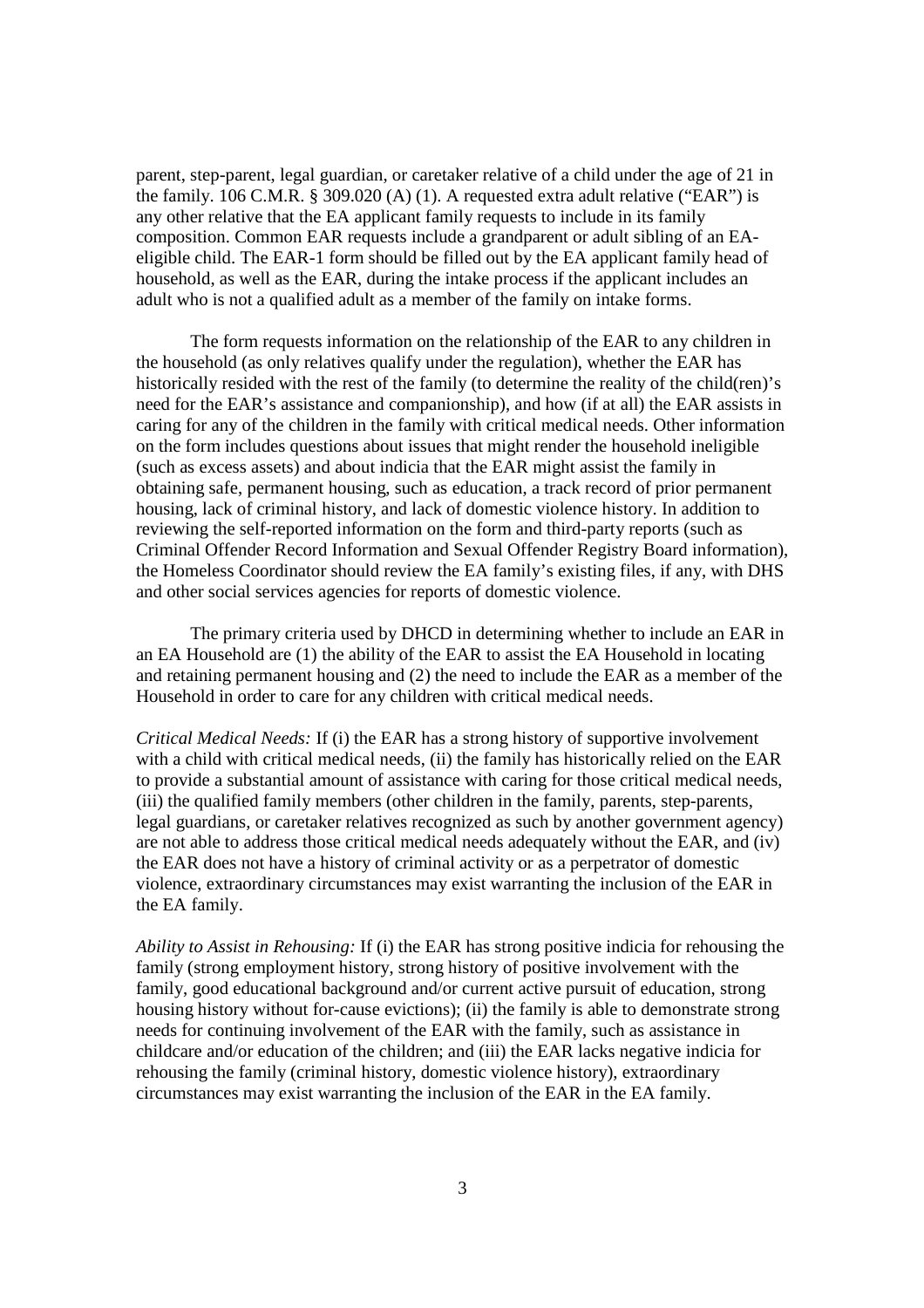parent, step-parent, legal guardian, or caretaker relative of a child under the age of 21 in the family. 106 C.M.R. § 309.020 (A) (1). A requested extra adult relative ("EAR") is any other relative that the EA applicant family requests to include in its family composition. Common EAR requests include a grandparent or adult sibling of an EA-eligible child. The EAR-1 form should be filled out by the EA applicant family head of household, as well as the EAR, during the intake process if the applicant includes an adult who is not a qualified adult as a member of the family on intake forms.

The form requests information on the relationship of the EAR to any children in the household (as only relatives qualify under the regulation), whether the EAR has historically resided with the rest of the family (to determine the reality of the child(ren)'s need for the EAR's assistance and companionship), and how (if at all) the EAR assists in caring for any of the children in the family with critical medical needs. Other information on the form includes questions about issues that might render the household ineligible (such as excess assets) and about indicia that the EAR might assist the family in obtaining safe, permanent housing, such as education, a track record of prior permanent housing, lack of criminal history, and lack of domestic violence history. In addition to reviewing the self-reported information on the form and third-party reports (such as Criminal Offender Record Information and Sexual Offender Registry Board information), the Homeless Coordinator should review the EA family's existing files, if any, with DHS and other social services agencies for reports of domestic violence.

The primary criteria used by DHCD in determining whether to include an EAR in an EA Household are (1) the ability of the EAR to assist the EA Household in locating and retaining permanent housing and (2) the need to include the EAR as a member of the Household in order to care for any children with critical medical needs.

*Critical Medical Needs:* If (i) the EAR has a strong history of supportive involvement with a child with critical medical needs, (ii) the family has historically relied on the EAR to provide a substantial amount of assistance with caring for those critical medical needs, (iii) the qualified family members (other children in the family, parents, step-parents, legal guardians, or caretaker relatives recognized as such by another government agency) are not able to address those critical medical needs adequately without the EAR, and (iv) the EAR does not have a history of criminal activity or as a perpetrator of domestic violence, extraordinary circumstances may exist warranting the inclusion of the EAR in the EA family.

*Ability to Assist in Rehousing:* If (i) the EAR has strong positive indicia for rehousing the family (strong employment history, strong history of positive involvement with the family, good educational background and/or current active pursuit of education, strong housing history without for-cause evictions); (ii) the family is able to demonstrate strong needs for continuing involvement of the EAR with the family, such as assistance in childcare and/or education of the children; and (iii) the EAR lacks negative indicia for rehousing the family (criminal history, domestic violence history), extraordinary circumstances may exist warranting the inclusion of the EAR in the EA family.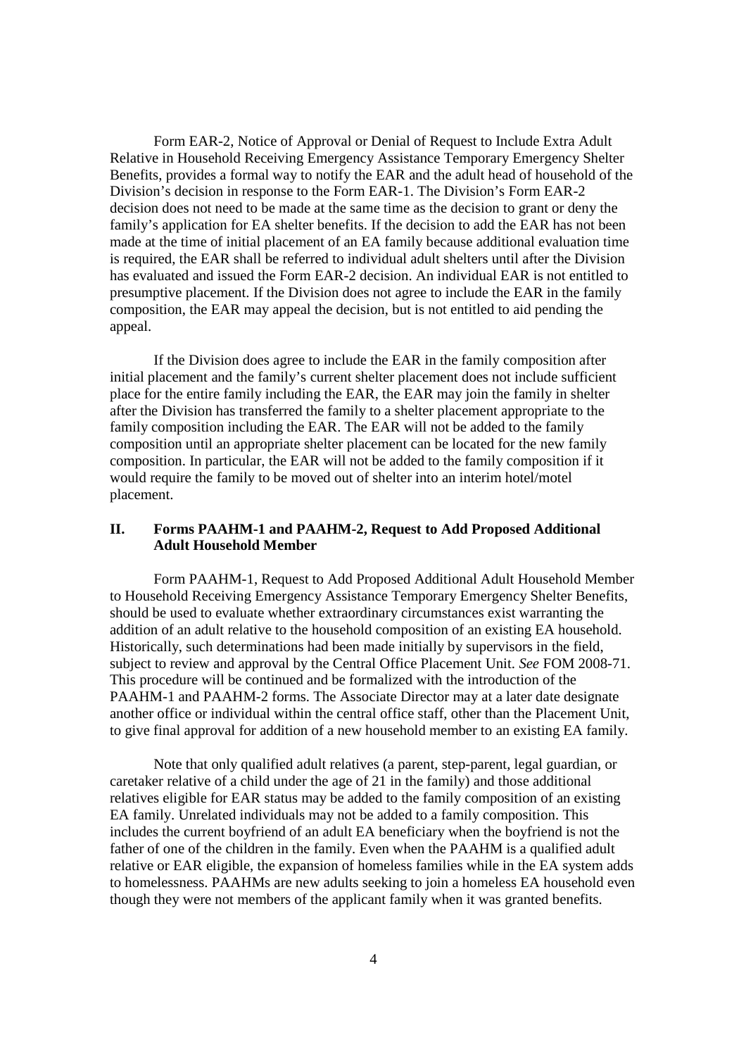Form EAR-2, Notice of Approval or Denial of Request to Include Extra Adult Relative in Household Receiving Emergency Assistance Temporary Emergency Shelter Benefits, provides a formal way to notify the EAR and the adult head of household of the Division's decision in response to the Form EAR-1. The Division's Form EAR-2 decision does not need to be made at the same time as the decision to grant or deny the family's application for EA shelter benefits. If the decision to add the EAR has not been made at the time of initial placement of an EA family because additional evaluation time is required, the EAR shall be referred to individual adult shelters until after the Division has evaluated and issued the Form EAR-2 decision. An individual EAR is not entitled to presumptive placement. If the Division does not agree to include the EAR in the family composition, the EAR may appeal the decision, but is not entitled to aid pending the appeal.

If the Division does agree to include the EAR in the family composition after initial placement and the family's current shelter placement does not include sufficient place for the entire family including the EAR, the EAR may join the family in shelter after the Division has transferred the family to a shelter placement appropriate to the family composition including the EAR. The EAR will not be added to the family composition until an appropriate shelter placement can be located for the new family composition. In particular, the EAR will not be added to the family composition if it would require the family to be moved out of shelter into an interim hotel/motel placement.

## II. Forms PAAHM-1 and PAAHM-2, Request to Add Proposed Additional Adult Household Member

Form PAAHM-1, Request to Add Proposed Additional Adult Household Member to Household Receiving Emergency Assistance Temporary Emergency Shelter Benefits, should be used to evaluate whether extraordinary circumstances exist warranting the addition of an adult relative to the household composition of an existing EA household. Historically, such determinations had been made initially by supervisors in the field, subject to review and approval by the Central Office Placement Unit. *See* FOM 2008-71. This procedure will be continued and be formalized with the introduction of the PAAHM-1 and PAAHM-2 forms. The Associate Director may at a later date designate another office or individual within the central office staff, other than the Placement Unit, to give final approval for addition of a new household member to an existing EA family.

Note that only qualified adult relatives (a parent, step-parent, legal guardian, or caretaker relative of a child under the age of 21 in the family) and those additional relatives eligible for EAR status may be added to the family composition of an existing EA family. Unrelated individuals may not be added to a family composition. This includes the current boyfriend of an adult EA beneficiary when the boyfriend is not the father of one of the children in the family. Even when the PAAHM is a qualified adult relative or EAR eligible, the expansion of homeless families while in the EA system adds to homelessness. PAAHMs are new adults seeking to join a homeless EA household even though they were not members of the applicant family when it was granted benefits.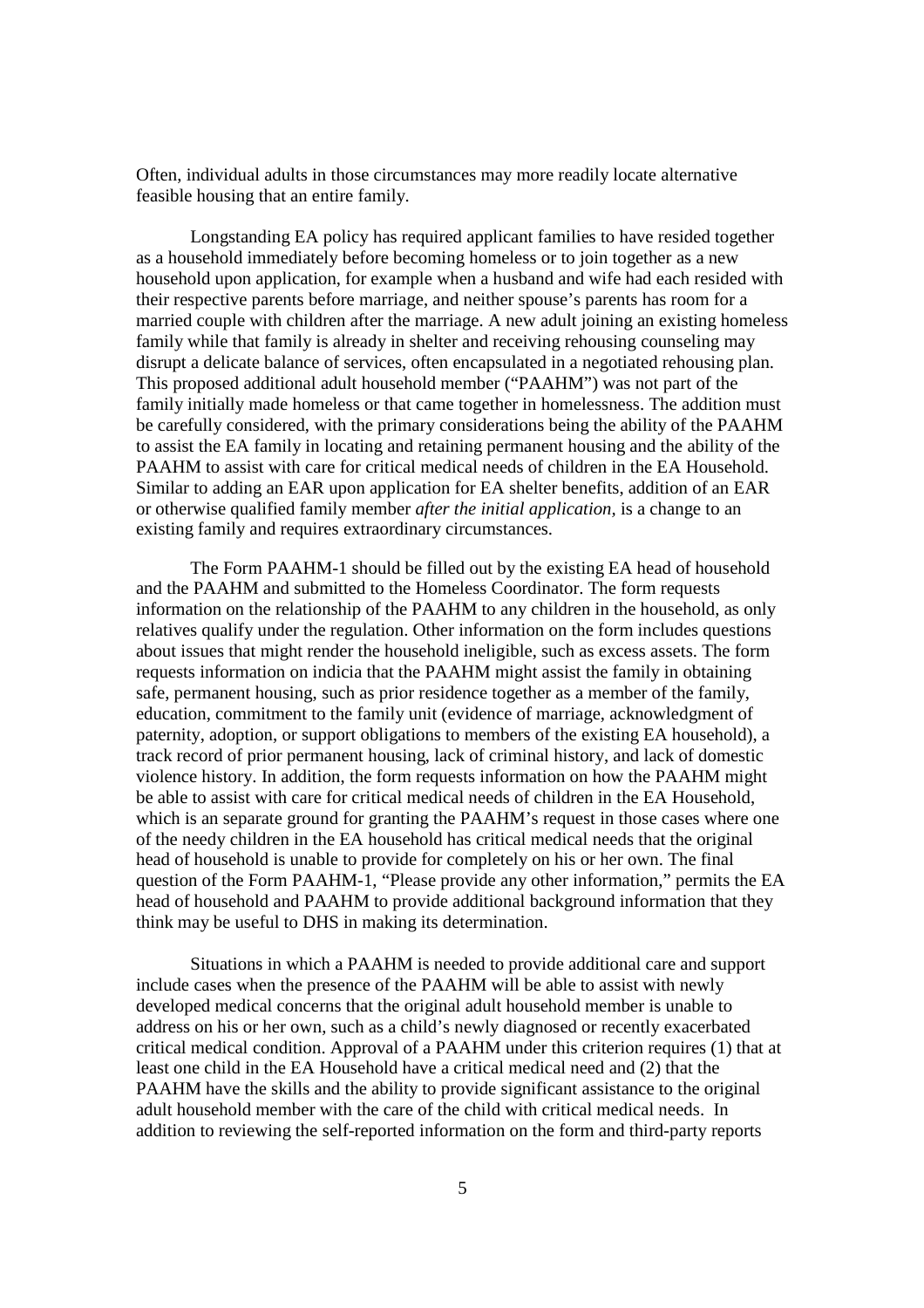Often, individual adults in those circumstances may more readily locate alternative feasible housing that an entire family.

Longstanding EA policy has required applicant families to have resided together as a household immediately before becoming homeless or to join together as a new household upon application, for example when a husband and wife had each resided with their respective parents before marriage, and neither spouse's parents has room for a married couple with children after the marriage. A new adult joining an existing homeless family while that family is already in shelter and receiving rehousing counseling may disrupt a delicate balance of services, often encapsulated in a negotiated rehousing plan. This proposed additional adult household member ("PAAHM") was not part of the family initially made homeless or that came together in homelessness. The addition must be carefully considered, with the primary considerations being the ability of the PAAHM to assist the EA family in locating and retaining permanent housing and the ability of the PAAHM to assist with care for critical medical needs of children in the EA Household. Similar to adding an EAR upon application for EA shelter benefits, addition of an EAR or otherwise qualified family member *after the initial application,* is a change to an existing family and requires extraordinary circumstances.

The Form PAAHM-1 should be filled out by the existing EA head of household and the PAAHM and submitted to the Homeless Coordinator. The form requests information on the relationship of the PAAHM to any children in the household, as only relatives qualify under the regulation. Other information on the form includes questions about issues that might render the household ineligible, such as excess assets. The form requests information on indicia that the PAAHM might assist the family in obtaining safe, permanent housing, such as prior residence together as a member of the family, education, commitment to the family unit (evidence of marriage, acknowledgment of paternity, adoption, or support obligations to members of the existing EA household), a track record of prior permanent housing, lack of criminal history, and lack of domestic violence history. In addition, the form requests information on how the PAAHM might be able to assist with care for critical medical needs of children in the EA Household, which is an separate ground for granting the PAAHM's request in those cases where one of the needy children in the EA household has critical medical needs that the original head of household is unable to provide for completely on his or her own. The final question of the Form PAAHM-1, "Please provide any other information," permits the EA head of household and PAAHM to provide additional background information that they think may be useful to DHS in making its determination.

Situations in which a PAAHM is needed to provide additional care and support include cases when the presence of the PAAHM will be able to assist with newly developed medical concerns that the original adult household member is unable to address on his or her own, such as a child's newly diagnosed or recently exacerbated critical medical condition. Approval of a PAAHM under this criterion requires (1) that at least one child in the EA Household have a critical medical need and (2) that the PAAHM have the skills and the ability to provide significant assistance to the original adult household member with the care of the child with critical medical needs. In addition to reviewing the self-reported information on the form and third-party reports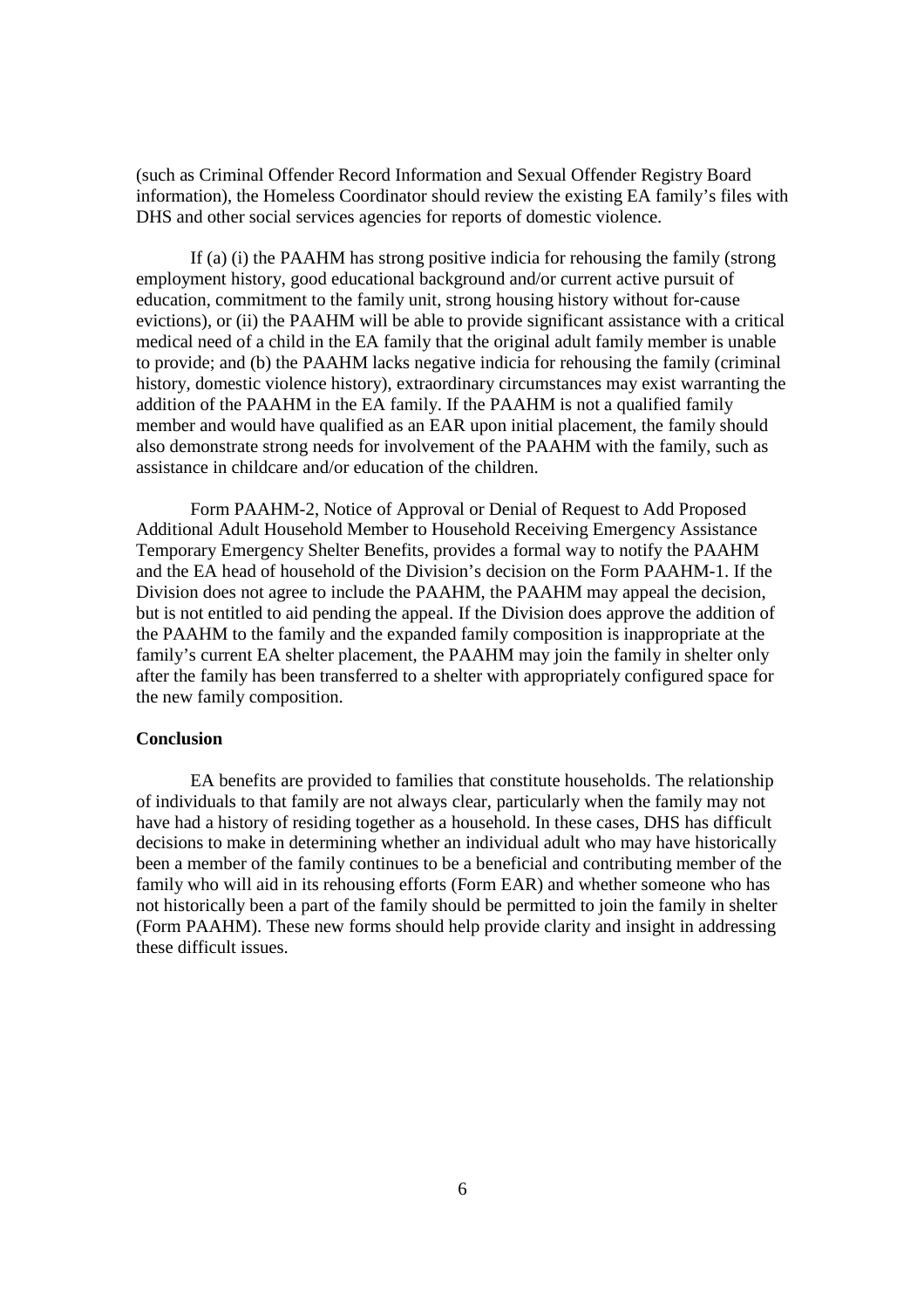(such as Criminal Offender Record Information and Sexual Offender Registry Board information), the Homeless Coordinator should review the existing EA family's files with DHS and other social services agencies for reports of domestic violence.

If (a) (i) the PAAHM has strong positive indicia for rehousing the family (strong employment history, good educational background and/or current active pursuit of education, commitment to the family unit, strong housing history without for-cause evictions), or (ii) the PAAHM will be able to provide significant assistance with a critical medical need of a child in the EA family that the original adult family member is unable to provide; and (b) the PAAHM lacks negative indicia for rehousing the family (criminal history, domestic violence history), extraordinary circumstances may exist warranting the addition of the PAAHM in the EA family. If the PAAHM is not a qualified family member and would have qualified as an EAR upon initial placement, the family should also demonstrate strong needs for involvement of the PAAHM with the family, such as assistance in childcare and/or education of the children.

Form PAAHM-2, Notice of Approval or Denial of Request to Add Proposed Additional Adult Household Member to Household Receiving Emergency Assistance Temporary Emergency Shelter Benefits, provides a formal way to notify the PAAHM and the EA head of household of the Division's decision on the Form PAAHM-1. If the Division does not agree to include the PAAHM, the PAAHM may appeal the decision, but is not entitled to aid pending the appeal. If the Division does approve the addition of the PAAHM to the family and the expanded family composition is inappropriate at the family's current EA shelter placement, the PAAHM may join the family in shelter only after the family has been transferred to a shelter with appropriately configured space for the new family composition.

**Conclusion**

EA benefits are provided to families that constitute households. The relationship of individuals to that family are not always clear, particularly when the family may not have had a history of residing together as a household. In these cases, DHS has difficult decisions to make in determining whether an individual adult who may have historically been a member of the family continues to be a beneficial and contributing member of the family who will aid in its rehousing efforts (Form EAR) and whether someone who has not historically been a part of the family should be permitted to join the family in shelter (Form PAAHM). These new forms should help provide clarity and insight in addressing these difficult issues.